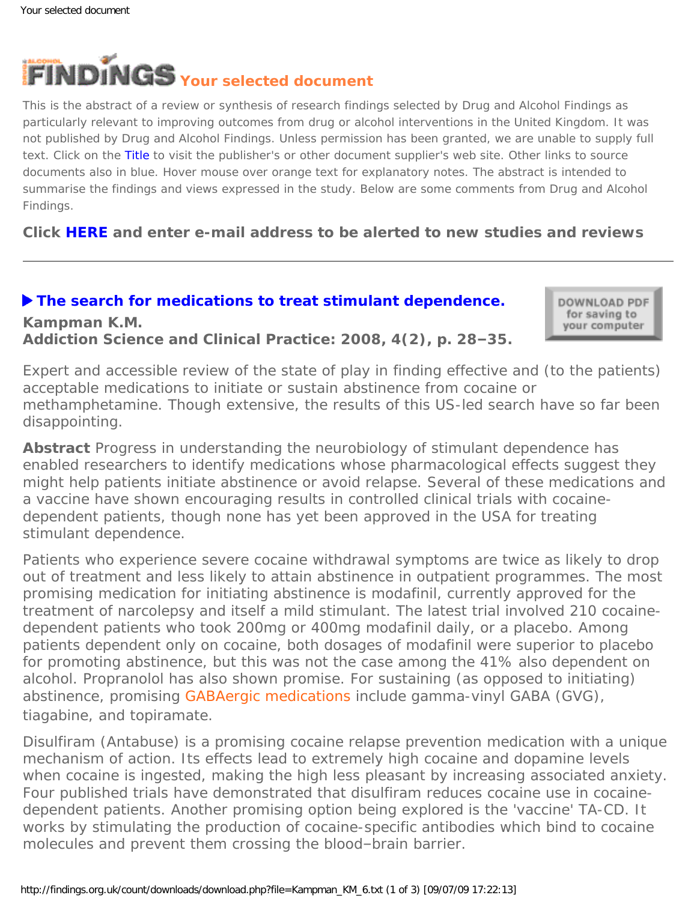# FINDINGS Your selected document

This is the abstract of a review or synthesis of research findings selected by Drug and Alcohol Findings as particularly relevant to improving outcomes from drug or alcohol interventions in the United Kingdom. It was not published by Drug and Alcohol Findings. Unless permission has been granted, we are unable to supply full text. Click on the Title to visit the publisher's or other document supplier's web site. Other links to source documents also in blue. Hover mouse over orange text for explanatory notes. The abstract is intended to summarise the findings and views expressed in the study. Below are some comments from Drug and Alcohol Findings.

**Click HERE and enter e-mail address to be alerted to new studies and reviews**

---

## ▶ The search for medications to treat stimulant dependence.

**Kampman K.M.**
**Addiction Science and Clinical Practice: 2008, 4(2), p. 28–35.**

DOWNLOAD PDF for saving to your computer

Expert and accessible review of the state of play in finding effective and (to the patients) acceptable medications to initiate or sustain abstinence from cocaine or methamphetamine. Though extensive, the results of this US-led search have so far been disappointing.

**Abstract** Progress in understanding the neurobiology of stimulant dependence has enabled researchers to identify medications whose pharmacological effects suggest they might help patients initiate abstinence or avoid relapse. Several of these medications and a vaccine have shown encouraging results in controlled clinical trials with cocaine-dependent patients, though none has yet been approved in the USA for treating stimulant dependence.

Patients who experience severe cocaine withdrawal symptoms are twice as likely to drop out of treatment and less likely to attain abstinence in outpatient programmes. The most promising medication for initiating abstinence is modafinil, currently approved for the treatment of narcolepsy and itself a mild stimulant. The latest trial involved 210 cocaine-dependent patients who took 200mg or 400mg modafinil daily, or a placebo. Among patients dependent only on cocaine, both dosages of modafinil were superior to placebo for promoting abstinence, but this was not the case among the 41% also dependent on alcohol. Propranolol has also shown promise. For sustaining (as opposed to initiating) abstinence, promising GABAergic medications include gamma-vinyl GABA (GVG), tiagabine, and topiramate.

Disulfiram (Antabuse) is a promising cocaine relapse prevention medication with a unique mechanism of action. Its effects lead to extremely high cocaine and dopamine levels when cocaine is ingested, making the high less pleasant by increasing associated anxiety. Four published trials have demonstrated that disulfiram reduces cocaine use in cocaine-dependent patients. Another promising option being explored is the 'vaccine' TA-CD. It works by stimulating the production of cocaine-specific antibodies which bind to cocaine molecules and prevent them crossing the blood–brain barrier.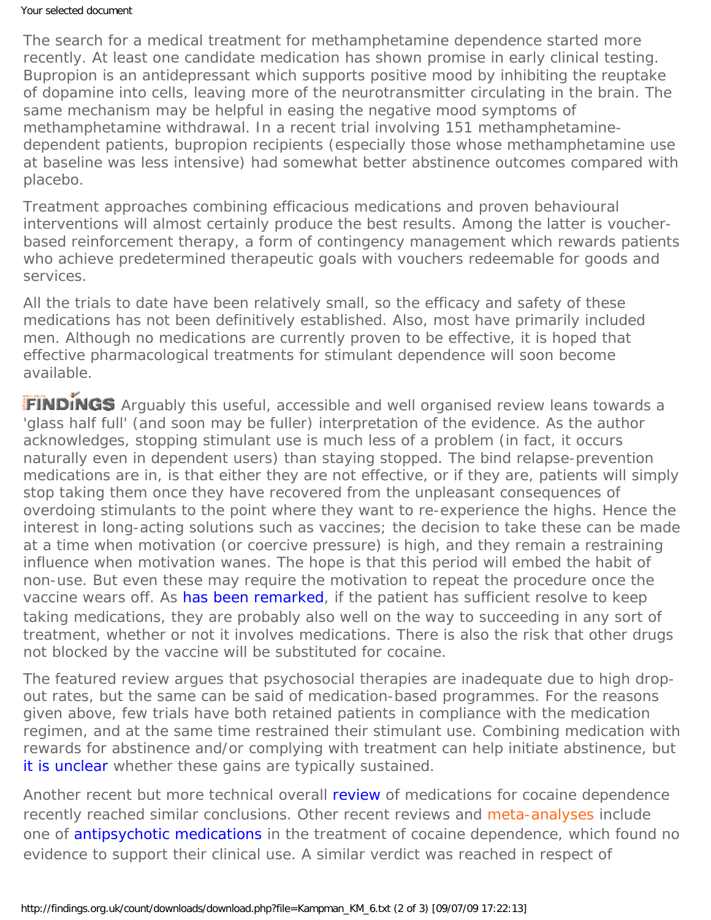The search for a medical treatment for methamphetamine dependence started more recently. At least one candidate medication has shown promise in early clinical testing. Bupropion is an antidepressant which supports positive mood by inhibiting the reuptake of dopamine into cells, leaving more of the neurotransmitter circulating in the brain. The same mechanism may be helpful in easing the negative mood symptoms of methamphetamine withdrawal. In a recent trial involving 151 methamphetamine-dependent patients, bupropion recipients (especially those whose methamphetamine use at baseline was less intensive) had somewhat better abstinence outcomes compared with placebo.

Treatment approaches combining efficacious medications and proven behavioural interventions will almost certainly produce the best results. Among the latter is voucher-based reinforcement therapy, a form of contingency management which rewards patients who achieve predetermined therapeutic goals with vouchers redeemable for goods and services.

All the trials to date have been relatively small, so the efficacy and safety of these medications has not been definitively established. Also, most have primarily included men. Although no medications are currently proven to be effective, it is hoped that effective pharmacological treatments for stimulant dependence will soon become available.

**FINDINGS** Arguably this useful, accessible and well organised review leans towards a 'glass half full' (and soon may be fuller) interpretation of the evidence. As the author acknowledges, stopping stimulant use is much less of a problem (in fact, it occurs naturally even in dependent users) than staying stopped. The bind relapse-prevention medications are in, is that either they are not effective, or if they are, patients will simply stop taking them once they have recovered from the unpleasant consequences of overdoing stimulants to the point where they want to re-experience the highs. Hence the interest in long-acting solutions such as vaccines; the decision to take these can be made at a time when motivation (or coercive pressure) is high, and they remain a restraining influence when motivation wanes. The hope is that this period will embed the habit of non-use. But even these may require the motivation to repeat the procedure once the vaccine wears off. As has been remarked, if the patient has sufficient resolve to keep taking medications, they are probably also well on the way to succeeding in any sort of treatment, whether or not it involves medications. There is also the risk that other drugs not blocked by the vaccine will be substituted for cocaine.

The featured review argues that psychosocial therapies are inadequate due to high drop-out rates, but the same can be said of medication-based programmes. For the reasons given above, few trials have both retained patients in compliance with the medication regimen, and at the same time restrained their stimulant use. Combining medication with rewards for abstinence and/or complying with treatment can help initiate abstinence, but it is unclear whether these gains are typically sustained.

Another recent but more technical overall review of medications for cocaine dependence recently reached similar conclusions. Other recent reviews and meta-analyses include one of antipsychotic medications in the treatment of cocaine dependence, which found no evidence to support their clinical use. A similar verdict was reached in respect of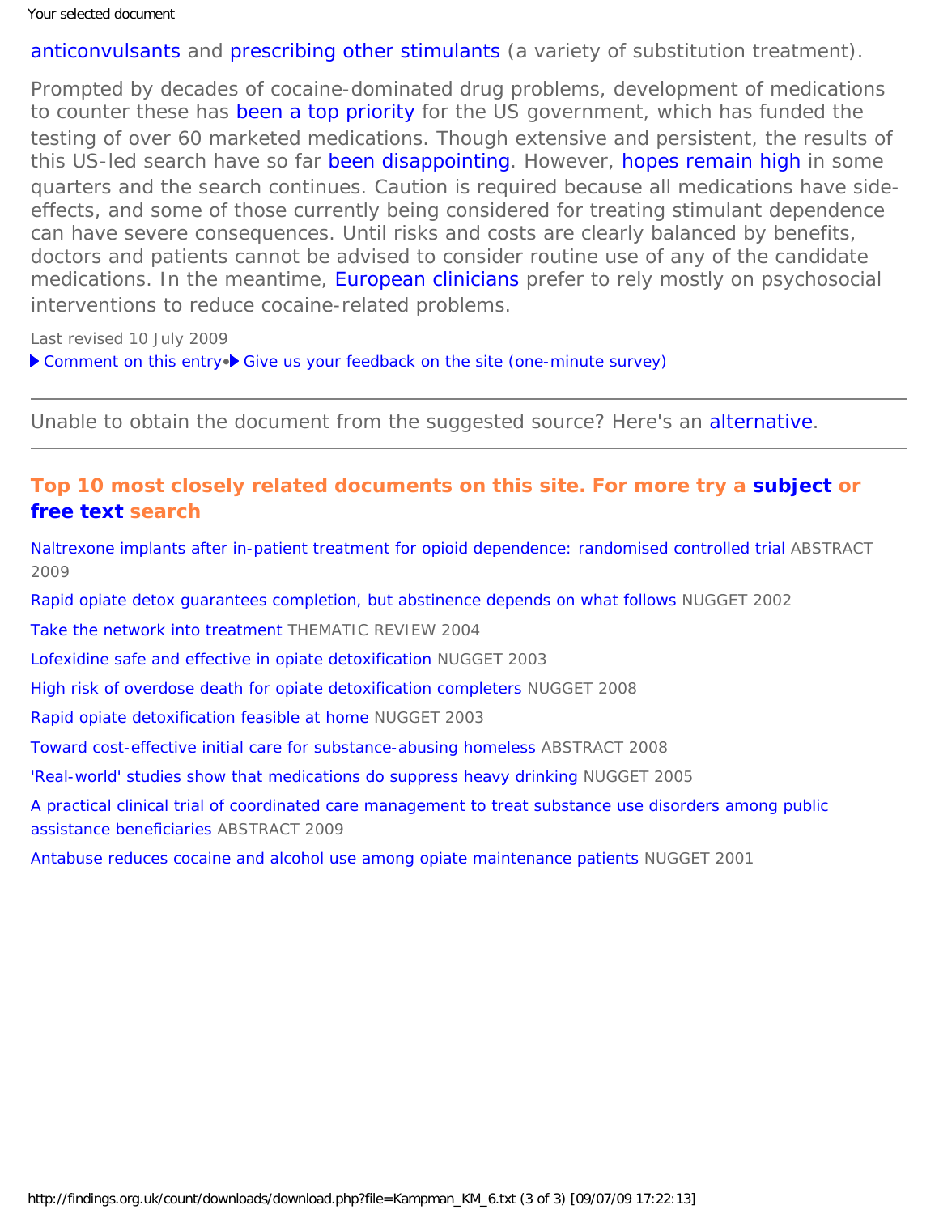anticonvulsants and prescribing other stimulants (a variety of substitution treatment).

Prompted by decades of cocaine-dominated drug problems, development of medications to counter these has been a top priority for the US government, which has funded the testing of over 60 marketed medications. Though extensive and persistent, the results of this US-led search have so far been disappointing. However, hopes remain high in some quarters and the search continues. Caution is required because all medications have side-effects, and some of those currently being considered for treating stimulant dependence can have severe consequences. Until risks and costs are clearly balanced by benefits, doctors and patients cannot be advised to consider routine use of any of the candidate medications. In the meantime, European clinicians prefer to rely mostly on psychosocial interventions to reduce cocaine-related problems.

Last revised 10 July 2009

▶ Comment on this entry • ▶ Give us your feedback on the site (one-minute survey)

---

Unable to obtain the document from the suggested source? Here's an alternative.

---

## Top 10 most closely related documents on this site. For more try a subject or free text search

Naltrexone implants after in-patient treatment for opioid dependence: randomised controlled trial ABSTRACT 2009

Rapid opiate detox guarantees completion, but abstinence depends on what follows NUGGET 2002

Take the network into treatment THEMATIC REVIEW 2004

Lofexidine safe and effective in opiate detoxification NUGGET 2003

High risk of overdose death for opiate detoxification completers NUGGET 2008

Rapid opiate detoxification feasible at home NUGGET 2003

Toward cost-effective initial care for substance-abusing homeless ABSTRACT 2008

'Real-world' studies show that medications do suppress heavy drinking NUGGET 2005

A practical clinical trial of coordinated care management to treat substance use disorders among public assistance beneficiaries ABSTRACT 2009

Antabuse reduces cocaine and alcohol use among opiate maintenance patients NUGGET 2001